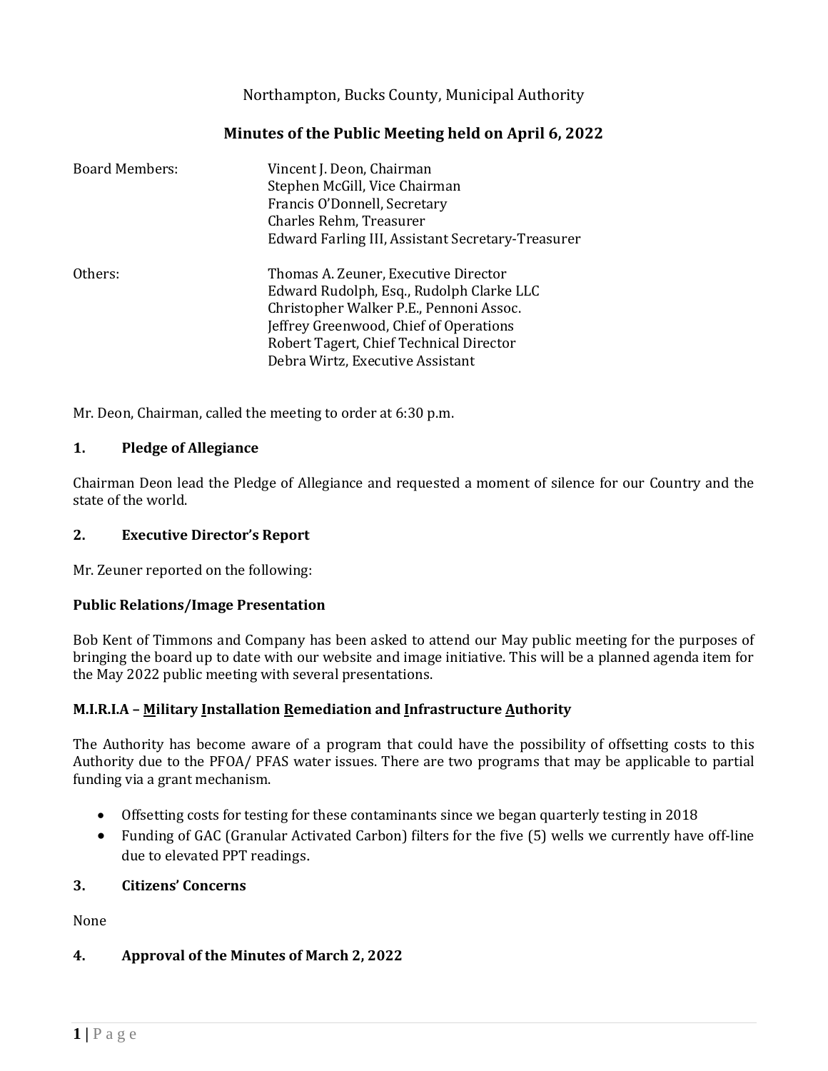Northampton, Bucks County, Municipal Authority

# Minutes of the Public Meeting held on April 6, 2022

| | |
|---|---|
| Board Members: | Vincent J. Deon, Chairman<br>Stephen McGill, Vice Chairman<br>Francis O'Donnell, Secretary<br>Charles Rehm, Treasurer<br>Edward Farling III, Assistant Secretary-Treasurer |
| Others: | Thomas A. Zeuner, Executive Director<br>Edward Rudolph, Esq., Rudolph Clarke LLC<br>Christopher Walker P.E., Pennoni Assoc.<br>Jeffrey Greenwood, Chief of Operations<br>Robert Tagert, Chief Technical Director<br>Debra Wirtz, Executive Assistant |

Mr. Deon, Chairman, called the meeting to order at 6:30 p.m.

## 1. Pledge of Allegiance

Chairman Deon lead the Pledge of Allegiance and requested a moment of silence for our Country and the state of the world.

## 2. Executive Director's Report

Mr. Zeuner reported on the following:

### Public Relations/Image Presentation

Bob Kent of Timmons and Company has been asked to attend our May public meeting for the purposes of bringing the board up to date with our website and image initiative. This will be a planned agenda item for the May 2022 public meeting with several presentations.

### M.I.R.I.A – Military Installation Remediation and Infrastructure Authority

The Authority has become aware of a program that could have the possibility of offsetting costs to this Authority due to the PFOA/ PFAS water issues. There are two programs that may be applicable to partial funding via a grant mechanism.

- Offsetting costs for testing for these contaminants since we began quarterly testing in 2018
- Funding of GAC (Granular Activated Carbon) filters for the five (5) wells we currently have off-line due to elevated PPT readings.

## 3. Citizens' Concerns

None

## 4. Approval of the Minutes of March 2, 2022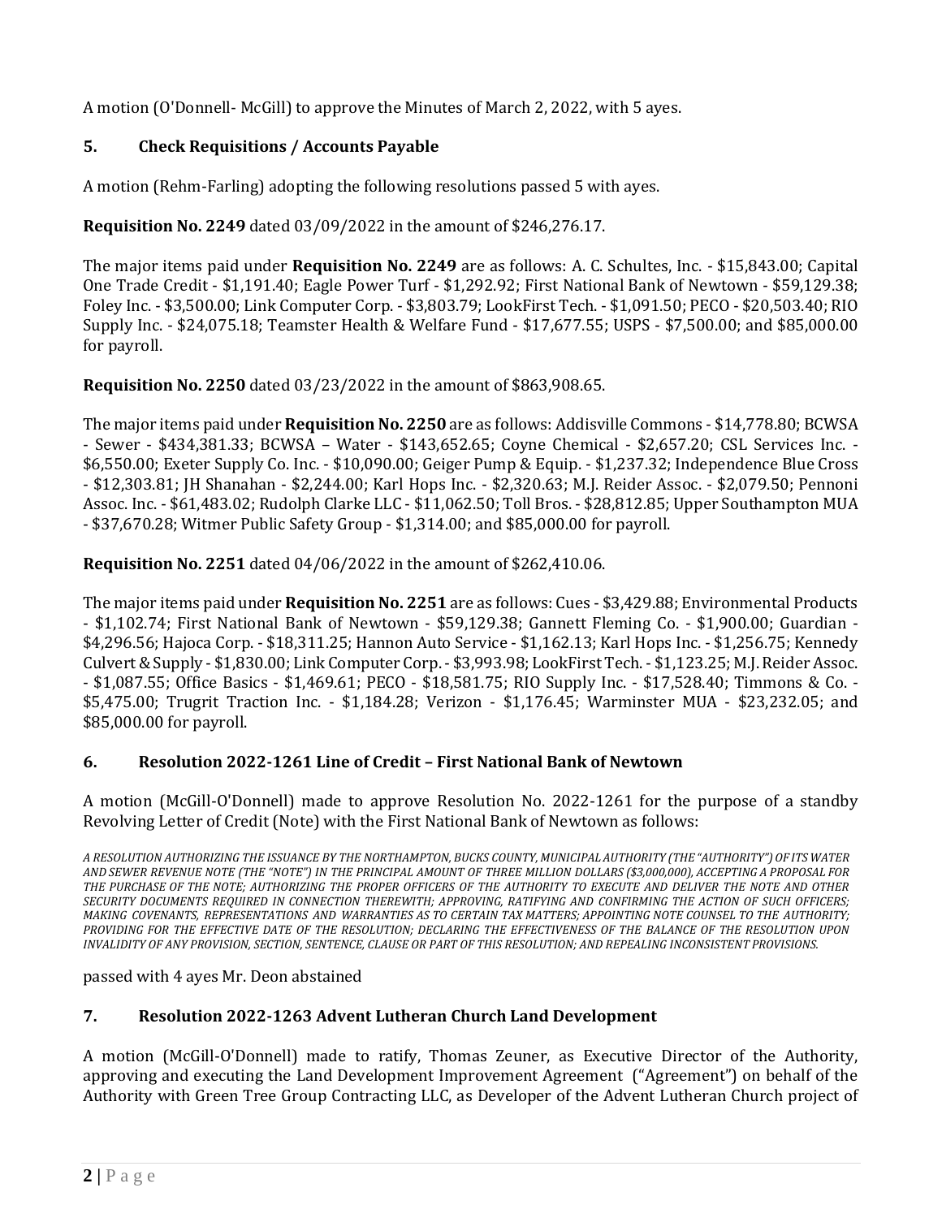A motion (O'Donnell- McGill) to approve the Minutes of March 2, 2022, with 5 ayes.

## 5. Check Requisitions / Accounts Payable

A motion (Rehm-Farling) adopting the following resolutions passed 5 with ayes.

**Requisition No. 2249** dated 03/09/2022 in the amount of $246,276.17.

The major items paid under **Requisition No. 2249** are as follows: A. C. Schultes, Inc. - $15,843.00; Capital One Trade Credit - $1,191.40; Eagle Power Turf - $1,292.92; First National Bank of Newtown - $59,129.38; Foley Inc. - $3,500.00; Link Computer Corp. - $3,803.79; LookFirst Tech. - $1,091.50; PECO - $20,503.40; RIO Supply Inc. - $24,075.18; Teamster Health & Welfare Fund - $17,677.55; USPS - $7,500.00; and $85,000.00 for payroll.

**Requisition No. 2250** dated 03/23/2022 in the amount of $863,908.65.

The major items paid under **Requisition No. 2250** are as follows: Addisville Commons - $14,778.80; BCWSA - Sewer - $434,381.33; BCWSA – Water - $143,652.65; Coyne Chemical - $2,657.20; CSL Services Inc. - $6,550.00; Exeter Supply Co. Inc. - $10,090.00; Geiger Pump & Equip. - $1,237.32; Independence Blue Cross - $12,303.81; JH Shanahan - $2,244.00; Karl Hops Inc. - $2,320.63; M.J. Reider Assoc. - $2,079.50; Pennoni Assoc. Inc. - $61,483.02; Rudolph Clarke LLC - $11,062.50; Toll Bros. - $28,812.85; Upper Southampton MUA - $37,670.28; Witmer Public Safety Group - $1,314.00; and $85,000.00 for payroll.

**Requisition No. 2251** dated 04/06/2022 in the amount of $262,410.06.

The major items paid under **Requisition No. 2251** are as follows: Cues - $3,429.88; Environmental Products - $1,102.74; First National Bank of Newtown - $59,129.38; Gannett Fleming Co. - $1,900.00; Guardian - $4,296.56; Hajoca Corp. - $18,311.25; Hannon Auto Service - $1,162.13; Karl Hops Inc. - $1,256.75; Kennedy Culvert & Supply - $1,830.00; Link Computer Corp. - $3,993.98; LookFirst Tech. - $1,123.25; M.J. Reider Assoc. - $1,087.55; Office Basics - $1,469.61; PECO - $18,581.75; RIO Supply Inc. - $17,528.40; Timmons & Co. - $5,475.00; Trugrit Traction Inc. - $1,184.28; Verizon - $1,176.45; Warminster MUA - $23,232.05; and $85,000.00 for payroll.

## 6. Resolution 2022-1261 Line of Credit – First National Bank of Newtown

A motion (McGill-O'Donnell) made to approve Resolution No. 2022-1261 for the purpose of a standby Revolving Letter of Credit (Note) with the First National Bank of Newtown as follows:

*A RESOLUTION AUTHORIZING THE ISSUANCE BY THE NORTHAMPTON, BUCKS COUNTY, MUNICIPAL AUTHORITY (THE "AUTHORITY") OF ITS WATER AND SEWER REVENUE NOTE (THE "NOTE") IN THE PRINCIPAL AMOUNT OF THREE MILLION DOLLARS ($3,000,000), ACCEPTING A PROPOSAL FOR THE PURCHASE OF THE NOTE; AUTHORIZING THE PROPER OFFICERS OF THE AUTHORITY TO EXECUTE AND DELIVER THE NOTE AND OTHER SECURITY DOCUMENTS REQUIRED IN CONNECTION THEREWITH; APPROVING, RATIFYING AND CONFIRMING THE ACTION OF SUCH OFFICERS; MAKING COVENANTS, REPRESENTATIONS AND WARRANTIES AS TO CERTAIN TAX MATTERS; APPOINTING NOTE COUNSEL TO THE AUTHORITY; PROVIDING FOR THE EFFECTIVE DATE OF THE RESOLUTION; DECLARING THE EFFECTIVENESS OF THE BALANCE OF THE RESOLUTION UPON INVALIDITY OF ANY PROVISION, SECTION, SENTENCE, CLAUSE OR PART OF THIS RESOLUTION; AND REPEALING INCONSISTENT PROVISIONS.*

passed with 4 ayes Mr. Deon abstained

## 7. Resolution 2022-1263 Advent Lutheran Church Land Development

A motion (McGill-O'Donnell) made to ratify, Thomas Zeuner, as Executive Director of the Authority, approving and executing the Land Development Improvement Agreement ("Agreement") on behalf of the Authority with Green Tree Group Contracting LLC, as Developer of the Advent Lutheran Church project of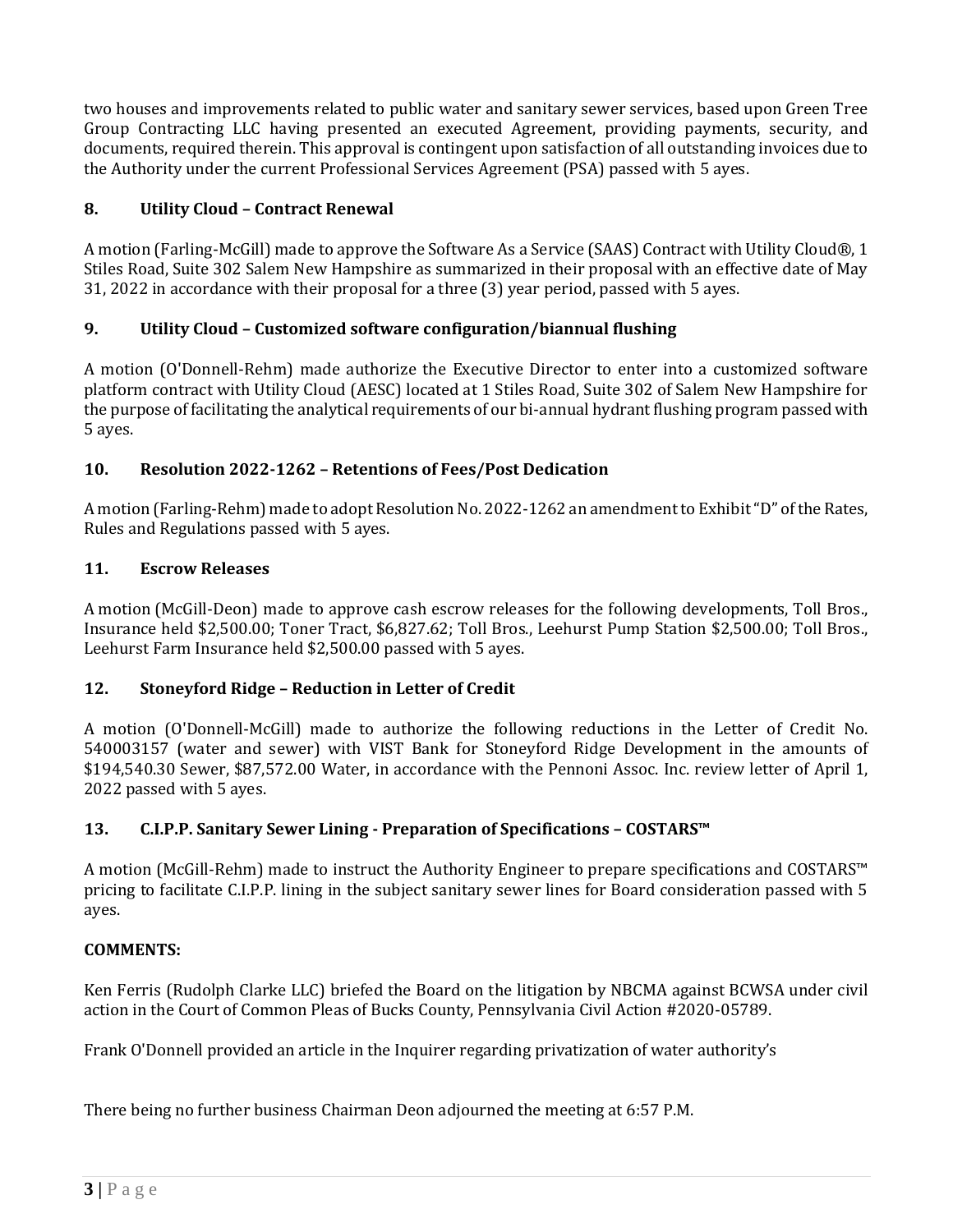two houses and improvements related to public water and sanitary sewer services, based upon Green Tree Group Contracting LLC having presented an executed Agreement, providing payments, security, and documents, required therein. This approval is contingent upon satisfaction of all outstanding invoices due to the Authority under the current Professional Services Agreement (PSA) passed with 5 ayes.

### 8. Utility Cloud – Contract Renewal

A motion (Farling-McGill) made to approve the Software As a Service (SAAS) Contract with Utility Cloud®, 1 Stiles Road, Suite 302 Salem New Hampshire as summarized in their proposal with an effective date of May 31, 2022 in accordance with their proposal for a three (3) year period, passed with 5 ayes.

### 9. Utility Cloud – Customized software configuration/biannual flushing

A motion (O'Donnell-Rehm) made authorize the Executive Director to enter into a customized software platform contract with Utility Cloud (AESC) located at 1 Stiles Road, Suite 302 of Salem New Hampshire for the purpose of facilitating the analytical requirements of our bi-annual hydrant flushing program passed with 5 ayes.

### 10. Resolution 2022-1262 – Retentions of Fees/Post Dedication

A motion (Farling-Rehm) made to adopt Resolution No. 2022-1262 an amendment to Exhibit "D" of the Rates, Rules and Regulations passed with 5 ayes.

### 11. Escrow Releases

A motion (McGill-Deon) made to approve cash escrow releases for the following developments, Toll Bros., Insurance held $2,500.00; Toner Tract, $6,827.62; Toll Bros., Leehurst Pump Station $2,500.00; Toll Bros., Leehurst Farm Insurance held $2,500.00 passed with 5 ayes.

### 12. Stoneyford Ridge – Reduction in Letter of Credit

A motion (O'Donnell-McGill) made to authorize the following reductions in the Letter of Credit No. 540003157 (water and sewer) with VIST Bank for Stoneyford Ridge Development in the amounts of $194,540.30 Sewer, $87,572.00 Water, in accordance with the Pennoni Assoc. Inc. review letter of April 1, 2022 passed with 5 ayes.

### 13. C.I.P.P. Sanitary Sewer Lining - Preparation of Specifications – COSTARS™

A motion (McGill-Rehm) made to instruct the Authority Engineer to prepare specifications and COSTARS™ pricing to facilitate C.I.P.P. lining in the subject sanitary sewer lines for Board consideration passed with 5 ayes.

**COMMENTS:**

Ken Ferris (Rudolph Clarke LLC) briefed the Board on the litigation by NBCMA against BCWSA under civil action in the Court of Common Pleas of Bucks County, Pennsylvania Civil Action #2020-05789.

Frank O'Donnell provided an article in the Inquirer regarding privatization of water authority's

There being no further business Chairman Deon adjourned the meeting at 6:57 P.M.